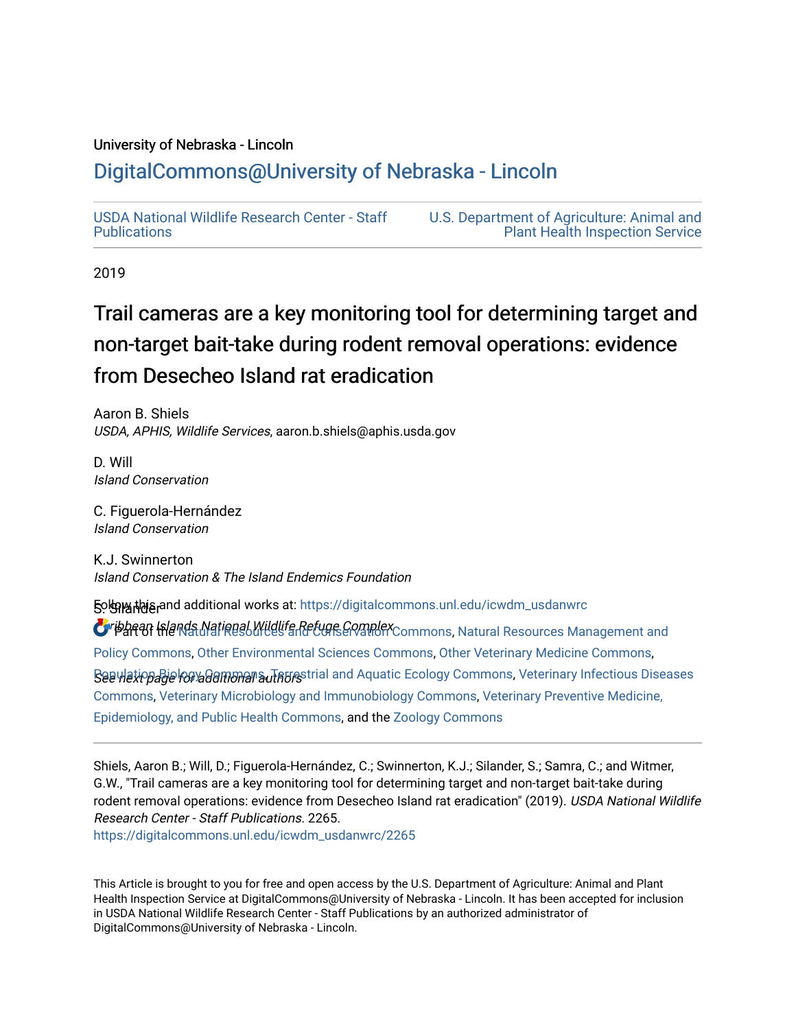University of Nebraska - Lincoln

DigitalCommons@University of Nebraska - Lincoln

USDA National Wildlife Research Center - Staff Publications

U.S. Department of Agriculture: Animal and Plant Health Inspection Service

2019

# Trail cameras are a key monitoring tool for determining target and non-target bait-take during rodent removal operations: evidence from Desecheo Island rat eradication

Aaron B. Shiels
*USDA, APHIS, Wildlife Services*, aaron.b.shiels@aphis.usda.gov

D. Will
*Island Conservation*

C. Figuerola-Hernández
*Island Conservation*

K.J. Swinnerton
*Island Conservation & The Island Endemics Foundation*

S. Silander
*Caribbean Islands National Wildlife Refuge Complex*

*See next page for additional authors*

Follow this and additional works at: https://digitalcommons.unl.edu/icwdm_usdanwrc

Part of the Natural Resources and Conservation Commons, Natural Resources Management and Policy Commons, Other Environmental Sciences Commons, Other Veterinary Medicine Commons, Population Biology Commons, Terrestrial and Aquatic Ecology Commons, Veterinary Infectious Diseases Commons, Veterinary Microbiology and Immunobiology Commons, Veterinary Preventive Medicine, Epidemiology, and Public Health Commons, and the Zoology Commons

Shiels, Aaron B.; Will, D.; Figuerola-Hernández, C.; Swinnerton, K.J.; Silander, S.; Samra, C.; and Witmer, G.W., "Trail cameras are a key monitoring tool for determining target and non-target bait-take during rodent removal operations: evidence from Desecheo Island rat eradication" (2019). *USDA National Wildlife Research Center - Staff Publications*. 2265.
https://digitalcommons.unl.edu/icwdm_usdanwrc/2265

This Article is brought to you for free and open access by the U.S. Department of Agriculture: Animal and Plant Health Inspection Service at DigitalCommons@University of Nebraska - Lincoln. It has been accepted for inclusion in USDA National Wildlife Research Center - Staff Publications by an authorized administrator of DigitalCommons@University of Nebraska - Lincoln.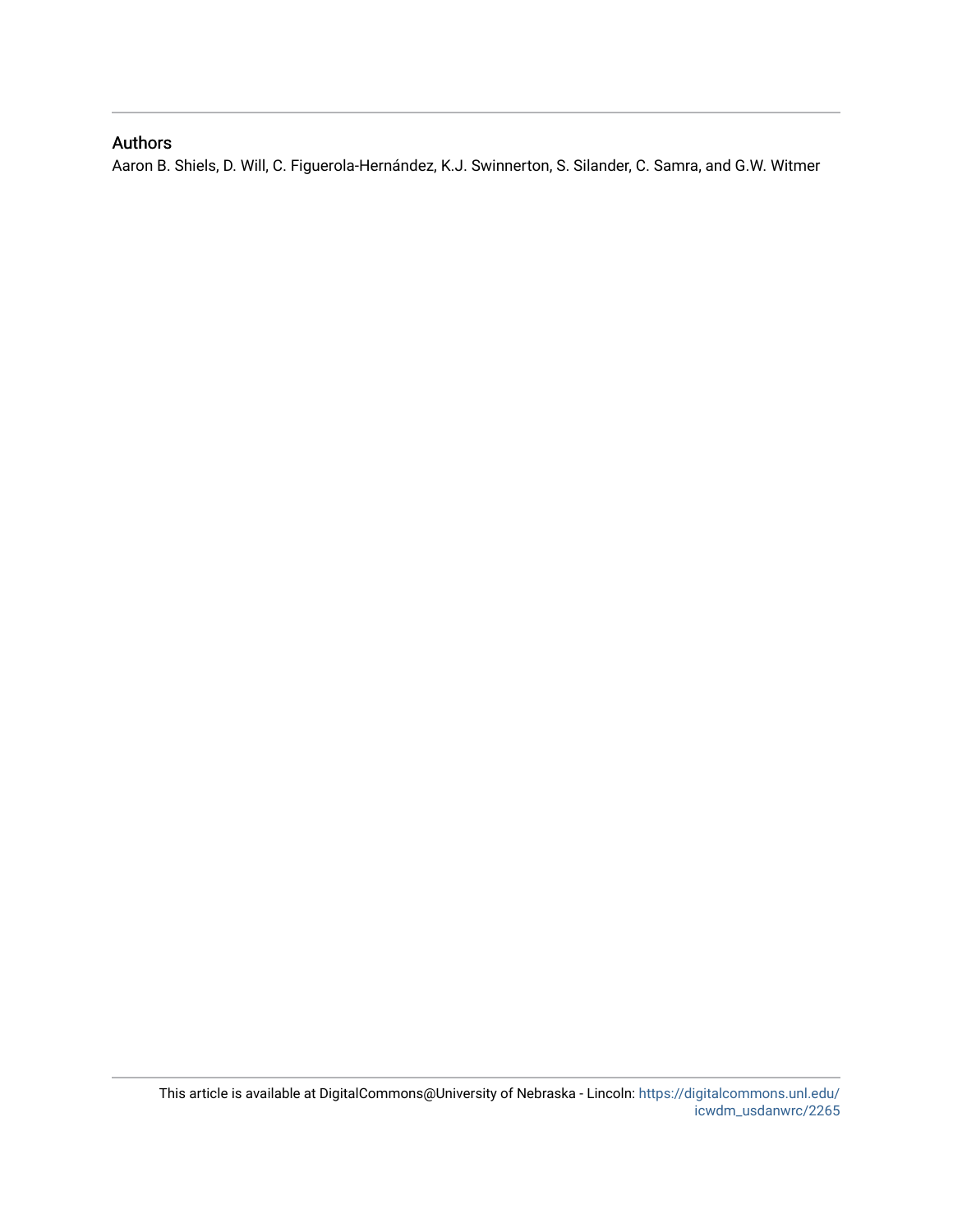## Authors

Aaron B. Shiels, D. Will, C. Figuerola-Hernández, K.J. Swinnerton, S. Silander, C. Samra, and G.W. Witmer

This article is available at DigitalCommons@University of Nebraska - Lincoln: https://digitalcommons.unl.edu/icwdm_usdanwrc/2265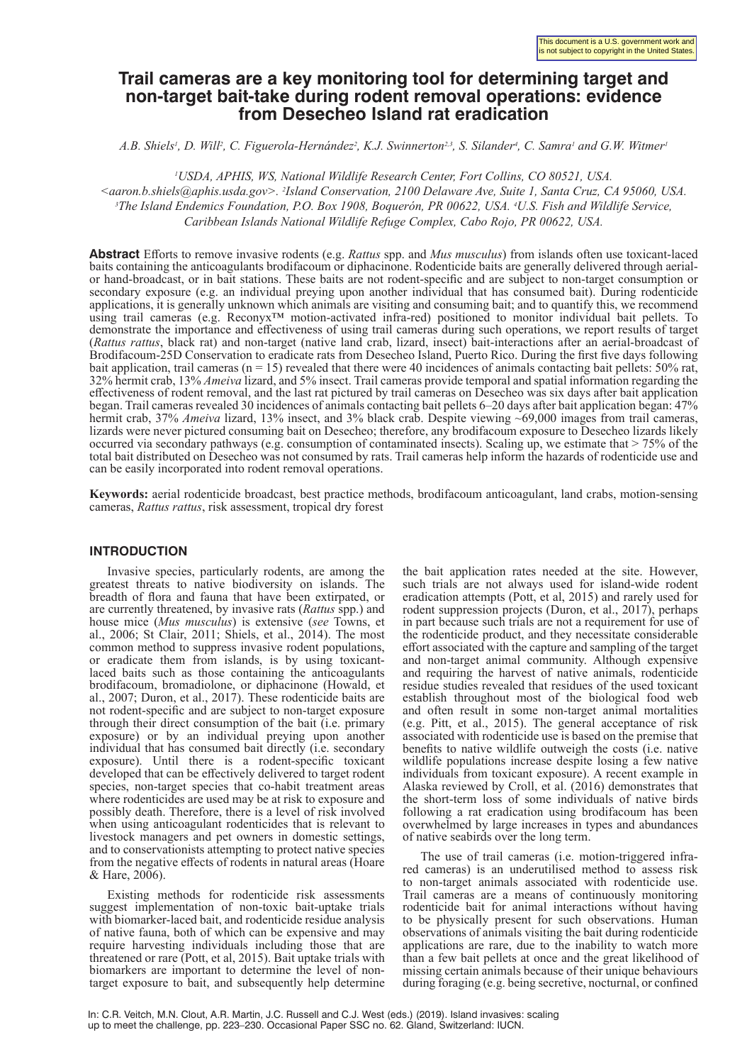This document is a U.S. government work and is not subject to copyright in the United States.

# Trail cameras are a key monitoring tool for determining target and non-target bait-take during rodent removal operations: evidence from Desecheo Island rat eradication

*A.B. Shiels[1], D. Will[2], C. Figuerola-Hernández[2], K.J. Swinnerton[2,3], S. Silander[4], C. Samra[1] and G.W. Witmer[1]*

[1]USDA, APHIS, WS, National Wildlife Research Center, Fort Collins, CO 80521, USA. <aaron.b.shiels@aphis.usda.gov>. [2]Island Conservation, 2100 Delaware Ave, Suite 1, Santa Cruz, CA 95060, USA. [3]The Island Endemics Foundation, P.O. Box 1908, Boquerón, PR 00622, USA. [4]U.S. Fish and Wildlife Service, Caribbean Islands National Wildlife Refuge Complex, Cabo Rojo, PR 00622, USA.

**Abstract** Efforts to remove invasive rodents (e.g. *Rattus* spp. and *Mus musculus*) from islands often use toxicant-laced baits containing the anticoagulants brodifacoum or diphacinone. Rodenticide baits are generally delivered through aerial- or hand-broadcast, or in bait stations. These baits are not rodent-specific and are subject to non-target consumption or secondary exposure (e.g. an individual preying upon another individual that has consumed bait). During rodenticide applications, it is generally unknown which animals are visiting and consuming bait; and to quantify this, we recommend using trail cameras (e.g. Reconyx™ motion-activated infra-red) positioned to monitor individual bait pellets. To demonstrate the importance and effectiveness of using trail cameras during such operations, we report results of target (*Rattus rattus*, black rat) and non-target (native land crab, lizard, insect) bait-interactions after an aerial-broadcast of Brodifacoum-25D Conservation to eradicate rats from Desecheo Island, Puerto Rico. During the first five days following bait application, trail cameras (n = 15) revealed that there were 40 incidences of animals contacting bait pellets: 50% rat, 32% hermit crab, 13% *Ameiva* lizard, and 5% insect. Trail cameras provide temporal and spatial information regarding the effectiveness of rodent removal, and the last rat pictured by trail cameras on Desecheo was six days after bait application began. Trail cameras revealed 30 incidences of animals contacting bait pellets 6–20 days after bait application began: 47% hermit crab, 37% *Ameiva* lizard, 13% insect, and 3% black crab. Despite viewing ~69,000 images from trail cameras, lizards were never pictured consuming bait on Desecheo; therefore, any brodifacoum exposure to Desecheo lizards likely occurred via secondary pathways (e.g. consumption of contaminated insects). Scaling up, we estimate that > 75% of the total bait distributed on Desecheo was not consumed by rats. Trail cameras help inform the hazards of rodenticide use and can be easily incorporated into rodent removal operations.

**Keywords:** aerial rodenticide broadcast, best practice methods, brodifacoum anticoagulant, land crabs, motion-sensing cameras, *Rattus rattus*, risk assessment, tropical dry forest

## INTRODUCTION

Invasive species, particularly rodents, are among the greatest threats to native biodiversity on islands. The breadth of flora and fauna that have been extirpated, or are currently threatened, by invasive rats (*Rattus* spp.) and house mice (*Mus musculus*) is extensive (*see* Towns, et al., 2006; St Clair, 2011; Shiels, et al., 2014). The most common method to suppress invasive rodent populations, or eradicate them from islands, is by using toxicant-laced baits such as those containing the anticoagulants brodifacoum, bromadiolone, or diphacinone (Howald, et al., 2007; Duron, et al., 2017). These rodenticide baits are not rodent-specific and are subject to non-target exposure through their direct consumption of the bait (i.e. primary exposure) or by an individual preying upon another individual that has consumed bait directly (i.e. secondary exposure). Until there is a rodent-specific toxicant developed that can be effectively delivered to target rodent species, non-target species that co-habit treatment areas where rodenticides are used may be at risk to exposure and possibly death. Therefore, there is a level of risk involved when using anticoagulant rodenticides that is relevant to livestock managers and pet owners in domestic settings, and to conservationists attempting to protect native species from the negative effects of rodents in natural areas (Hoare & Hare, 2006).

Existing methods for rodenticide risk assessments suggest implementation of non-toxic bait-uptake trials with biomarker-laced bait, and rodenticide residue analysis of native fauna, both of which can be expensive and may require harvesting individuals including those that are threatened or rare (Pott, et al, 2015). Bait uptake trials with biomarkers are important to determine the level of non-target exposure to bait, and subsequently help determine the bait application rates needed at the site. However, such trials are not always used for island-wide rodent eradication attempts (Pott, et al, 2015) and rarely used for rodent suppression projects (Duron, et al., 2017), perhaps in part because such trials are not a requirement for use of the rodenticide product, and they necessitate considerable effort associated with the capture and sampling of the target and non-target animal community. Although expensive and requiring the harvest of native animals, rodenticide residue studies revealed that residues of the used toxicant establish throughout most of the biological food web and often result in some non-target animal mortalities (e.g. Pitt, et al., 2015). The general acceptance of risk associated with rodenticide use is based on the premise that benefits to native wildlife outweigh the costs (i.e. native wildlife populations increase despite losing a few native individuals from toxicant exposure). A recent example in Alaska reviewed by Croll, et al. (2016) demonstrates that the short-term loss of some individuals of native birds following a rat eradication using brodifacoum has been overwhelmed by large increases in types and abundances of native seabirds over the long term.

The use of trail cameras (i.e. motion-triggered infra-red cameras) is an underutilised method to assess risk to non-target animals associated with rodenticide use. Trail cameras are a means of continuously monitoring rodenticide bait for animal interactions without having to be physically present for such observations. Human observations of animals visiting the bait during rodenticide applications are rare, due to the inability to watch more than a few bait pellets at once and the great likelihood of missing certain animals because of their unique behaviours during foraging (e.g. being secretive, nocturnal, or confined

In: C.R. Veitch, M.N. Clout, A.R. Martin, J.C. Russell and C.J. West (eds.) (2019). Island invasives: scaling up to meet the challenge, pp. 223–230. Occasional Paper SSC no. 62. Gland, Switzerland: IUCN.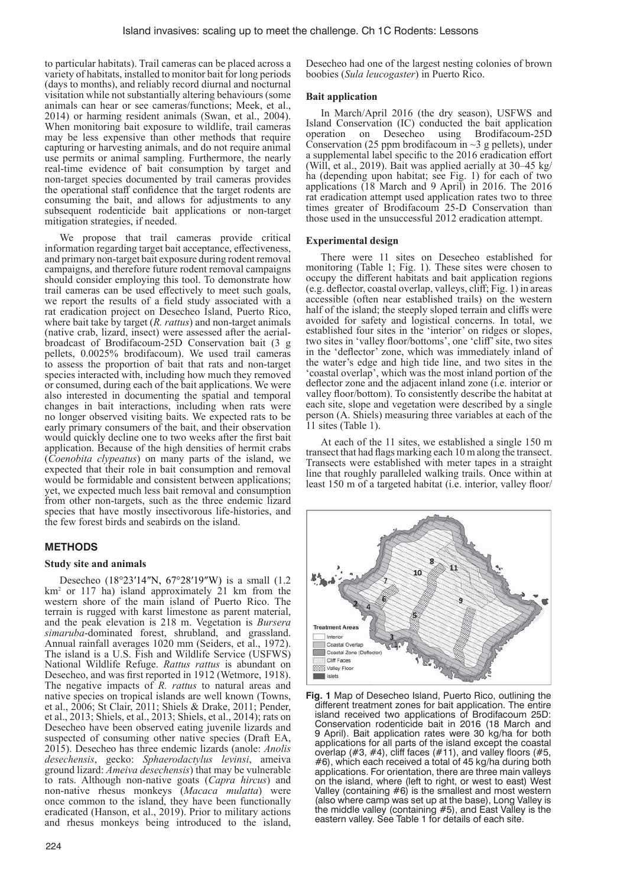to particular habitats). Trail cameras can be placed across a variety of habitats, installed to monitor bait for long periods (days to months), and reliably record diurnal and nocturnal visitation while not substantially altering behaviours (some animals can hear or see cameras/functions; Meek, et al., 2014) or harming resident animals (Swan, et al., 2004). When monitoring bait exposure to wildlife, trail cameras may be less expensive than other methods that require capturing or harvesting animals, and do not require animal use permits or animal sampling. Furthermore, the nearly real-time evidence of bait consumption by target and non-target species documented by trail cameras provides the operational staff confidence that the target rodents are consuming the bait, and allows for adjustments to any subsequent rodenticide bait applications or non-target mitigation strategies, if needed.

We propose that trail cameras provide critical information regarding target bait acceptance, effectiveness, and primary non-target bait exposure during rodent removal campaigns, and therefore future rodent removal campaigns should consider employing this tool. To demonstrate how trail cameras can be used effectively to meet such goals, we report the results of a field study associated with a rat eradication project on Desecheo Island, Puerto Rico, where bait take by target (*R. rattus*) and non-target animals (native crab, lizard, insect) were assessed after the aerial-broadcast of Brodifacoum-25D Conservation bait (3 g pellets, 0.0025% brodifacoum). We used trail cameras to assess the proportion of bait that rats and non-target species interacted with, including how much they removed or consumed, during each of the bait applications. We were also interested in documenting the spatial and temporal changes in bait interactions, including when rats were no longer observed visiting baits. We expected rats to be early primary consumers of the bait, and their observation would quickly decline one to two weeks after the first bait application. Because of the high densities of hermit crabs (*Coenobita clypeatus*) on many parts of the island, we expected that their role in bait consumption and removal would be formidable and consistent between applications; yet, we expected much less bait removal and consumption from other non-targets, such as the three endemic lizard species that have mostly insectivorous life-histories, and the few forest birds and seabirds on the island.

## METHODS

### Study site and animals

Desecheo (18°23′14″N, 67°28′19″W) is a small (1.2 km² or 117 ha) island approximately 21 km from the western shore of the main island of Puerto Rico. The terrain is rugged with karst limestone as parent material, and the peak elevation is 218 m. Vegetation is *Bursera simaruba*-dominated forest, shrubland, and grassland. Annual rainfall averages 1020 mm (Seiders, et al., 1972). The island is a U.S. Fish and Wildlife Service (USFWS) National Wildlife Refuge. *Rattus rattus* is abundant on Desecheo, and was first reported in 1912 (Wetmore, 1918). The negative impacts of *R. rattus* to natural areas and native species on tropical islands are well known (Towns, et al., 2006; St Clair, 2011; Shiels & Drake, 2011; Pender, et al., 2013; Shiels, et al., 2013; Shiels, et al., 2014); rats on Desecheo have been observed eating juvenile lizards and suspected of consuming other native species (Draft EA, 2015). Desecheo has three endemic lizards (anole: *Anolis desechensis*, gecko: *Sphaerodactylus levinsi*, ameiva ground lizard: *Ameiva desechensis*) that may be vulnerable to rats. Although non-native goats (*Capra hircus*) and non-native rhesus monkeys (*Macaca mulatta*) were once common to the island, they have been functionally eradicated (Hanson, et al., 2019). Prior to military actions and rhesus monkeys being introduced to the island, Desecheo had one of the largest nesting colonies of brown boobies (*Sula leucogaster*) in Puerto Rico.

### Bait application

In March/April 2016 (the dry season), USFWS and Island Conservation (IC) conducted the bait application operation on Desecheo using Brodifacoum-25D Conservation (25 ppm brodifacoum in ~3 g pellets), under a supplemental label specific to the 2016 eradication effort (Will, et al., 2019). Bait was applied aerially at 30–45 kg/ha (depending upon habitat; see Fig. 1) for each of two applications (18 March and 9 April) in 2016. The 2016 rat eradication attempt used application rates two to three times greater of Brodifacoum 25-D Conservation than those used in the unsuccessful 2012 eradication attempt.

### Experimental design

There were 11 sites on Desecheo established for monitoring (Table 1; Fig. 1). These sites were chosen to occupy the different habitats and bait application regions (e.g. deflector, coastal overlap, valleys, cliff; Fig. 1) in areas accessible (often near established trails) on the western half of the island; the steeply sloped terrain and cliffs were avoided for safety and logistical concerns. In total, we established four sites in the 'interior' on ridges or slopes, two sites in 'valley floor/bottoms', one 'cliff' site, two sites in the 'deflector' zone, which was immediately inland of the water's edge and high tide line, and two sites in the 'coastal overlap', which was the most inland portion of the deflector zone and the adjacent inland zone (i.e. interior or valley floor/bottom). To consistently describe the habitat at each site, slope and vegetation were described by a single person (A. Shiels) measuring three variables at each of the 11 sites (Table 1).

At each of the 11 sites, we established a single 150 m transect that had flags marking each 10 m along the transect. Transects were established with meter tapes in a straight line that roughly paralleled walking trails. Once within at least 150 m of a targeted habitat (i.e. interior, valley floor/

**Fig. 1** Map of Desecheo Island, Puerto Rico, outlining the different treatment zones for bait application. The entire island received two applications of Brodifacoum 25D: Conservation rodenticide bait in 2016 (18 March and 9 April). Bait application rates were 30 kg/ha for both applications for all parts of the island except the coastal overlap (#3, #4), cliff faces (#11), and valley floors (#5, #6), which each received a total of 45 kg/ha during both applications. For orientation, there are three main valleys on the island, where (left to right, or west to east) West Valley (containing #6) is the smallest and most western (also where camp was set up at the base), Long Valley is the middle valley (containing #5), and East Valley is the eastern valley. See Table 1 for details of each site.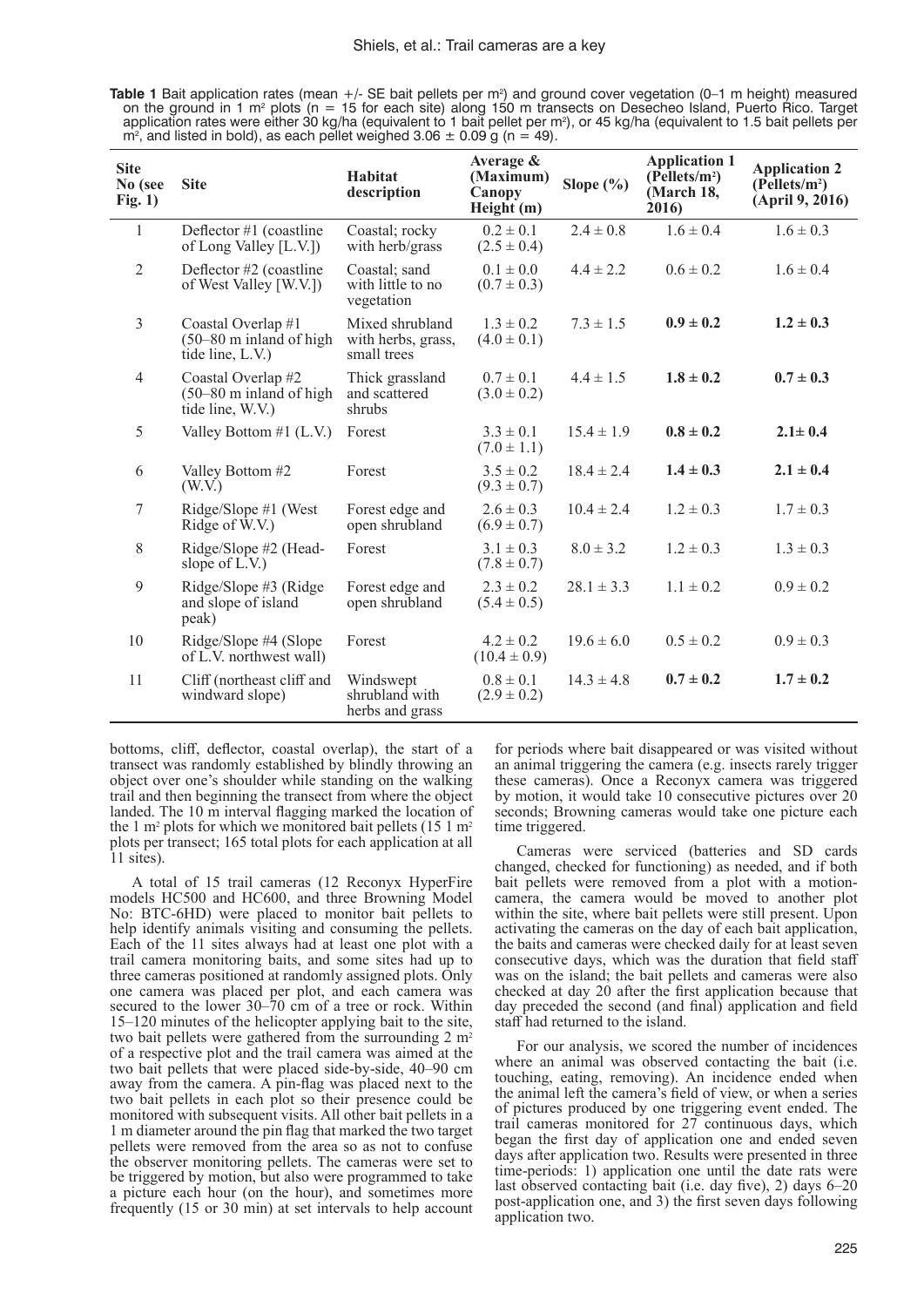**Table 1** Bait application rates (mean +/- SE bait pellets per m²) and ground cover vegetation (0–1 m height) measured on the ground in 1 m² plots (n = 15 for each site) along 150 m transects on Desecheo Island, Puerto Rico. Target application rates were either 30 kg/ha (equivalent to 1 bait pellet per m²), or 45 kg/ha (equivalent to 1.5 bait pellets per m², and listed in bold), as each pellet weighed 3.06 ± 0.09 g (n = 49).

| Site No (see Fig. 1) | Site | Habitat description | Average & (Maximum) Canopy Height (m) | Slope (%) | Application 1 (Pellets/m²) (March 18, 2016) | Application 2 (Pellets/m²) (April 9, 2016) |
|---|---|---|---|---|---|---|
| 1 | Deflector #1 (coastline of Long Valley [L.V.]) | Coastal; rocky with herb/grass | 0.2 ± 0.1 (2.5 ± 0.4) | 2.4 ± 0.8 | 1.6 ± 0.4 | 1.6 ± 0.3 |
| 2 | Deflector #2 (coastline of West Valley [W.V.]) | Coastal; sand with little to no vegetation | 0.1 ± 0.0 (0.7 ± 0.3) | 4.4 ± 2.2 | 0.6 ± 0.2 | 1.6 ± 0.4 |
| 3 | Coastal Overlap #1 (50–80 m inland of high tide line, L.V.) | Mixed shrubland with herbs, grass, small trees | 1.3 ± 0.2 (4.0 ± 0.1) | 7.3 ± 1.5 | **0.9 ± 0.2** | **1.2 ± 0.3** |
| 4 | Coastal Overlap #2 (50–80 m inland of high tide line, W.V.) | Thick grassland and scattered shrubs | 0.7 ± 0.1 (3.0 ± 0.2) | 4.4 ± 1.5 | **1.8 ± 0.2** | **0.7 ± 0.3** |
| 5 | Valley Bottom #1 (L.V.) | Forest | 3.3 ± 0.1 (7.0 ± 1.1) | 15.4 ± 1.9 | **0.8 ± 0.2** | **2.1± 0.4** |
| 6 | Valley Bottom #2 (W.V.) | Forest | 3.5 ± 0.2 (9.3 ± 0.7) | 18.4 ± 2.4 | **1.4 ± 0.3** | **2.1 ± 0.4** |
| 7 | Ridge/Slope #1 (West Ridge of W.V.) | Forest edge and open shrubland | 2.6 ± 0.3 (6.9 ± 0.7) | 10.4 ± 2.4 | 1.2 ± 0.3 | 1.7 ± 0.3 |
| 8 | Ridge/Slope #2 (Head-slope of L.V.) | Forest | 3.1 ± 0.3 (7.8 ± 0.7) | 8.0 ± 3.2 | 1.2 ± 0.3 | 1.3 ± 0.3 |
| 9 | Ridge/Slope #3 (Ridge and slope of island peak) | Forest edge and open shrubland | 2.3 ± 0.2 (5.4 ± 0.5) | 28.1 ± 3.3 | 1.1 ± 0.2 | 0.9 ± 0.2 |
| 10 | Ridge/Slope #4 (Slope of L.V. northwest wall) | Forest | 4.2 ± 0.2 (10.4 ± 0.9) | 19.6 ± 6.0 | 0.5 ± 0.2 | 0.9 ± 0.3 |
| 11 | Cliff (northeast cliff and windward slope) | Windswept shrubland with herbs and grass | 0.8 ± 0.1 (2.9 ± 0.2) | 14.3 ± 4.8 | **0.7 ± 0.2** | **1.7 ± 0.2** |

bottoms, cliff, deflector, coastal overlap), the start of a transect was randomly established by blindly throwing an object over one's shoulder while standing on the walking trail and then beginning the transect from where the object landed. The 10 m interval flagging marked the location of the 1 m² plots for which we monitored bait pellets (15 1 m² plots per transect; 165 total plots for each application at all 11 sites).

A total of 15 trail cameras (12 Reconyx HyperFire models HC500 and HC600, and three Browning Model No: BTC-6HD) were placed to monitor bait pellets to help identify animals visiting and consuming the pellets. Each of the 11 sites always had at least one plot with a trail camera monitoring baits, and some sites had up to three cameras positioned at randomly assigned plots. Only one camera was placed per plot, and each camera was secured to the lower 30–70 cm of a tree or rock. Within 15–120 minutes of the helicopter applying bait to the site, two bait pellets were gathered from the surrounding 2 m² of a respective plot and the trail camera was aimed at the two bait pellets that were placed side-by-side, 40–90 cm away from the camera. A pin-flag was placed next to the two bait pellets in each plot so their presence could be monitored with subsequent visits. All other bait pellets in a 1 m diameter around the pin flag that marked the two target pellets were removed from the area so as not to confuse the observer monitoring pellets. The cameras were set to be triggered by motion, but also were programmed to take a picture each hour (on the hour), and sometimes more frequently (15 or 30 min) at set intervals to help account for periods where bait disappeared or was visited without an animal triggering the camera (e.g. insects rarely trigger these cameras). Once a Reconyx camera was triggered by motion, it would take 10 consecutive pictures over 20 seconds; Browning cameras would take one picture each time triggered.

Cameras were serviced (batteries and SD cards changed, checked for functioning) as needed, and if both bait pellets were removed from a plot with a motion-camera, the camera would be moved to another plot within the site, where bait pellets were still present. Upon activating the cameras on the day of each bait application, the baits and cameras were checked daily for at least seven consecutive days, which was the duration that field staff was on the island; the bait pellets and cameras were also checked at day 20 after the first application because that day preceded the second (and final) application and field staff had returned to the island.

For our analysis, we scored the number of incidences where an animal was observed contacting the bait (i.e. touching, eating, removing). An incidence ended when the animal left the camera's field of view, or when a series of pictures produced by one triggering event ended. The trail cameras monitored for 27 continuous days, which began the first day of application one and ended seven days after application two. Results were presented in three time-periods: 1) application one until the date rats were last observed contacting bait (i.e. day five), 2) days 6–20 post-application one, and 3) the first seven days following application two.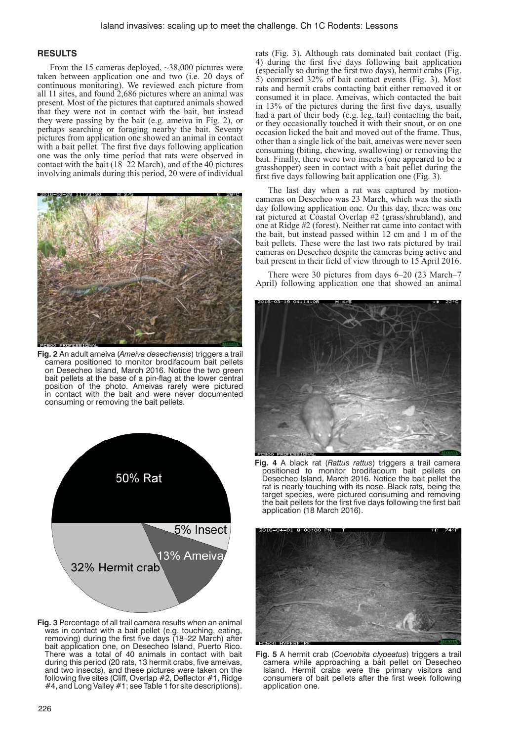## RESULTS

From the 15 cameras deployed, ~38,000 pictures were taken between application one and two (i.e. 20 days of continuous monitoring). We reviewed each picture from all 11 sites, and found 2,686 pictures where an animal was present. Most of the pictures that captured animals showed that they were not in contact with the bait, but instead they were passing by the bait (e.g. ameiva in Fig. 2), or perhaps searching or foraging nearby the bait. Seventy pictures from application one showed an animal in contact with a bait pellet. The first five days following application one was the only time period that rats were observed in contact with the bait (18–22 March), and of the 40 pictures involving animals during this period, 20 were of individual rats (Fig. 3). Although rats dominated bait contact (Fig. 4) during the first five days following bait application (especially so during the first two days), hermit crabs (Fig. 5) comprised 32% of bait contact events (Fig. 3). Most rats and hermit crabs contacting bait either removed it or consumed it in place. Ameivas, which contacted the bait in 13% of the pictures during the first five days, usually had a part of their body (e.g. leg, tail) contacting the bait, or they occasionally touched it with their snout, or on one occasion licked the bait and moved out of the frame. Thus, other than a single lick of the bait, ameivas were never seen consuming (biting, chewing, swallowing) or removing the bait. Finally, there were two insects (one appeared to be a grasshopper) seen in contact with a bait pellet during the first five days following bait application one (Fig. 3).

**Fig. 2** An adult ameiva (*Ameiva desechensis*) triggers a trail camera positioned to monitor brodifacoum bait pellets on Desecheo Island, March 2016. Notice the two green bait pellets at the base of a pin-flag at the lower central position of the photo. Ameivas rarely were pictured in contact with the bait and were never documented consuming or removing the bait pellets.

**Fig. 3** Percentage of all trail camera results when an animal was in contact with a bait pellet (e.g. touching, eating, removing) during the first five days (18–22 March) after bait application one, on Desecheo Island, Puerto Rico. There was a total of 40 animals in contact with bait during this period (20 rats, 13 hermit crabs, five ameivas, and two insects), and these pictures were taken on the following five sites (Cliff, Overlap #2, Deflector #1, Ridge #4, and Long Valley #1; see Table 1 for site descriptions).

The last day when a rat was captured by motion-cameras on Desecheo was 23 March, which was the sixth day following application one. On this day, there was one rat pictured at Coastal Overlap #2 (grass/shrubland), and one at Ridge #2 (forest). Neither rat came into contact with the bait, but instead passed within 12 cm and 1 m of the bait pellets. These were the last two rats pictured by trail cameras on Desecheo despite the cameras being active and bait present in their field of view through to 15 April 2016.

There were 30 pictures from days 6–20 (23 March–7 April) following application one that showed an animal

**Fig. 4** A black rat (*Rattus rattus*) triggers a trail camera positioned to monitor brodifacoum bait pellets on Desecheo Island, March 2016. Notice the bait pellet the rat is nearly touching with its nose. Black rats, being the target species, were pictured consuming and removing the bait pellets for the first five days following the first bait application (18 March 2016).

**Fig. 5** A hermit crab (*Coenobita clypeatus*) triggers a trail camera while approaching a bait pellet on Desecheo Island. Hermit crabs were the primary visitors and consumers of bait pellets after the first week following application one.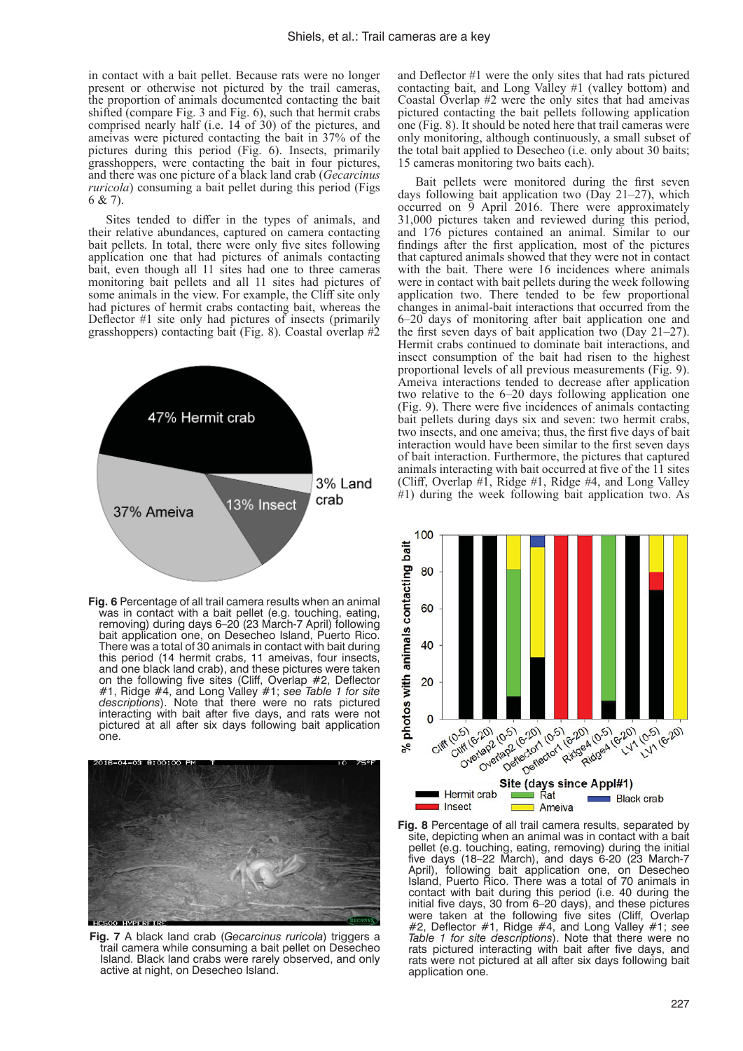in contact with a bait pellet. Because rats were no longer present or otherwise not pictured by the trail cameras, the proportion of animals documented contacting the bait shifted (compare Fig. 3 and Fig. 6), such that hermit crabs comprised nearly half (i.e. 14 of 30) of the pictures, and ameivas were pictured contacting the bait in 37% of the pictures during this period (Fig. 6). Insects, primarily grasshoppers, were contacting the bait in four pictures, and there was one picture of a black land crab (*Gecarcinus ruricola*) consuming a bait pellet during this period (Figs 6 & 7).

Sites tended to differ in the types of animals, and their relative abundances, captured on camera contacting bait pellets. In total, there were only five sites following application one that had pictures of animals contacting bait, even though all 11 sites had one to three cameras monitoring bait pellets and all 11 sites had pictures of some animals in the view. For example, the Cliff site only had pictures of hermit crabs contacting bait, whereas the Deflector #1 site only had pictures of insects (primarily grasshoppers) contacting bait (Fig. 8). Coastal overlap #2 and Deflector #1 were the only sites that had rats pictured contacting bait, and Long Valley #1 (valley bottom) and Coastal Overlap #2 were the only sites that had ameivas pictured contacting the bait pellets following application one (Fig. 8). It should be noted here that trail cameras were only monitoring, although continuously, a small subset of the total bait applied to Desecheo (i.e. only about 30 baits; 15 cameras monitoring two baits each).

Bait pellets were monitored during the first seven days following bait application two (Day 21–27), which occurred on 9 April 2016. There were approximately 31,000 pictures taken and reviewed during this period, and 176 pictures contained an animal. Similar to our findings after the first application, most of the pictures that captured animals showed that they were not in contact with the bait. There were 16 incidences where animals were in contact with bait pellets during the week following application two. There tended to be few proportional changes in animal-bait interactions that occurred from the 6–20 days of monitoring after bait application one and the first seven days of bait application two (Day 21–27). Hermit crabs continued to dominate bait interactions, and insect consumption of the bait had risen to the highest proportional levels of all previous measurements (Fig. 9). Ameiva interactions tended to decrease after application two relative to the 6–20 days following application one (Fig. 9). There were five incidences of animals contacting bait pellets during days six and seven: two hermit crabs, two insects, and one ameiva; thus, the first five days of bait interaction would have been similar to the first seven days of bait interaction. Furthermore, the pictures that captured animals interacting with bait occurred at five of the 11 sites (Cliff, Overlap #1, Ridge #1, Ridge #4, and Long Valley #1) during the week following bait application two. As

**Fig. 6** Percentage of all trail camera results when an animal was in contact with a bait pellet (e.g. touching, eating, removing) during days 6–20 (23 March-7 April) following bait application one, on Desecheo Island, Puerto Rico. There was a total of 30 animals in contact with bait during this period (14 hermit crabs, 11 ameivas, four insects, and one black land crab), and these pictures were taken on the following five sites (Cliff, Overlap #2, Deflector #1, Ridge #4, and Long Valley #1; *see Table 1 for site descriptions*). Note that there were no rats pictured interacting with bait after six days, and rats were not pictured at all after six days following bait application one.

**Fig. 7** A black land crab (*Gecarcinus ruricola*) triggers a trail camera while consuming a bait pellet on Desecheo Island. Black land crabs were rarely observed, and only active at night, on Desecheo Island.

**Fig. 8** Percentage of all trail camera results, separated by site, depicting when an animal was in contact with a bait pellet (e.g. touching, eating, removing) during the initial five days (18–22 March), and days 6-20 (23 March-7 April), following bait application one, on Desecheo Island, Puerto Rico. There was a total of 70 animals in contact with bait during this period (i.e. 40 during the initial five days, 30 from 6–20 days), and these pictures were taken at the following five sites (Cliff, Overlap #2, Deflector #1, Ridge #4, and Long Valley #1; *see Table 1 for site descriptions*). Note that there were no rats pictured interacting with bait after five days, and rats were not pictured at all after six days following bait application one.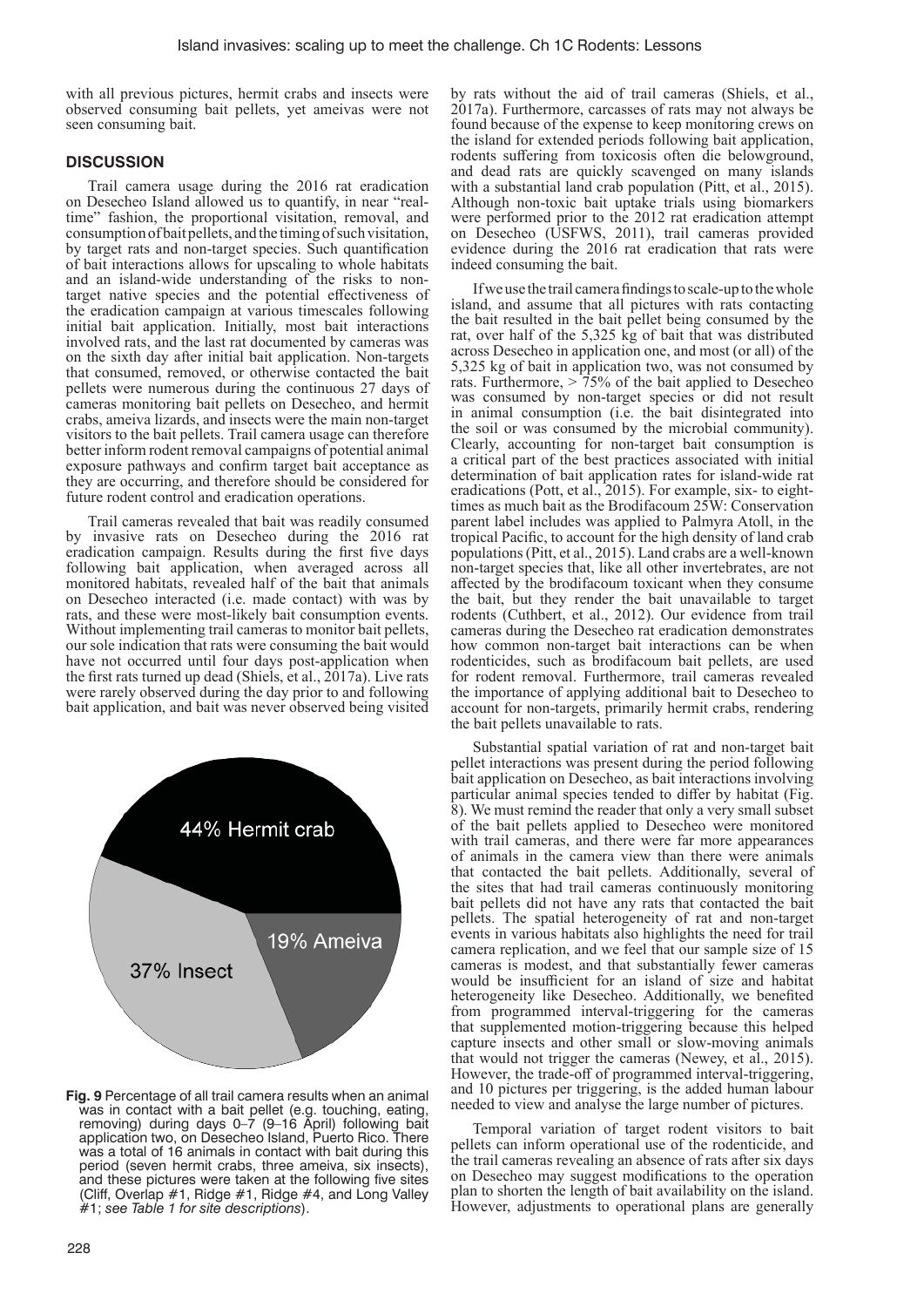with all previous pictures, hermit crabs and insects were observed consuming bait pellets, yet ameivas were not seen consuming bait.

## DISCUSSION

Trail camera usage during the 2016 rat eradication on Desecheo Island allowed us to quantify, in near "real-time" fashion, the proportional visitation, removal, and consumption of bait pellets, and the timing of such visitation, by target rats and non-target species. Such quantification of bait interactions allows for upscaling to whole habitats and an island-wide understanding of the risks to non-target native species and the potential effectiveness of the eradication campaign at various timescales following initial bait application. Initially, most bait interactions involved rats, and the last rat documented by cameras was on the sixth day after initial bait application. Non-targets that consumed, removed, or otherwise contacted the bait pellets were numerous during the continuous 27 days of cameras monitoring bait pellets on Desecheo, and hermit crabs, ameiva lizards, and insects were the main non-target visitors to the bait pellets. Trail camera usage can therefore better inform rodent removal campaigns of potential animal exposure pathways and confirm target bait acceptance as they are occurring, and therefore should be considered for future rodent control and eradication operations.

Trail cameras revealed that bait was readily consumed by invasive rats on Desecheo during the 2016 rat eradication campaign. Results during the first five days following bait application, when averaged across all monitored habitats, revealed half of the bait that animals on Desecheo interacted (i.e. made contact) with was by rats, and these were most-likely bait consumption events. Without implementing trail cameras to monitor bait pellets, our sole indication that rats were consuming the bait would have not occurred until four days post-application when the first rats turned up dead (Shiels, et al., 2017a). Live rats were rarely observed during the day prior to and following bait application, and bait was never observed being visited by rats without the aid of trail cameras (Shiels, et al., 2017a). Furthermore, carcasses of rats may not always be found because of the expense to keep monitoring crews on the island for extended periods following bait application, rodents suffering from toxicosis often die belowground, and dead rats are quickly scavenged on many islands with a substantial land crab population (Pitt, et al., 2015). Although non-toxic bait uptake trials using biomarkers were performed prior to the 2012 rat eradication attempt on Desecheo (USFWS, 2011), trail cameras provided evidence during the 2016 rat eradication that rats were indeed consuming the bait.

If we use the trail camera findings to scale-up to the whole island, and assume that all pictures with rats contacting the bait resulted in the bait pellet being consumed by the rat, over half of the 5,325 kg of bait that was distributed across Desecheo in application one, and most (or all) of the 5,325 kg of bait in application two, was not consumed by rats. Furthermore, > 75% of the bait applied to Desecheo was consumed by non-target species or did not result in animal consumption (i.e. the bait disintegrated into the soil or was consumed by the microbial community). Clearly, accounting for non-target bait consumption is a critical part of the best practices associated with initial determination of bait application rates for island-wide rat eradications (Pott, et al., 2015). For example, six- to eight-times as much bait as the Brodifacoum 25W: Conservation parent label includes was applied to Palmyra Atoll, in the tropical Pacific, to account for the high density of land crab populations (Pitt, et al., 2015). Land crabs are a well-known non-target species that, like all other invertebrates, are not affected by the brodifacoum toxicant when they consume the bait, but they render the bait unavailable to target rodents (Cuthbert, et al., 2012). Our evidence from trail cameras during the Desecheo rat eradication demonstrates how common non-target bait interactions can be when rodenticides, such as brodifacoum bait pellets, are used for rodent removal. Furthermore, trail cameras revealed the importance of applying additional bait to Desecheo to account for non-targets, primarily hermit crabs, rendering the bait pellets unavailable to rats.

Substantial spatial variation of rat and non-target bait pellet interactions was present during the period following bait application on Desecheo, as bait interactions involving particular animal species tended to differ by habitat (Fig. 8). We must remind the reader that only a very small subset of the bait pellets applied to Desecheo were monitored with trail cameras, and there were far more appearances of animals in the camera view than there were animals that contacted the bait pellets. Additionally, several of the sites that had trail cameras continuously monitoring bait pellets did not have any rats that contacted the bait pellets. The spatial heterogeneity of rat and non-target events in various habitats also highlights the need for trail camera replication, and we feel that our sample size of 15 cameras is modest, and that substantially fewer cameras would be insufficient for an island of size and habitat heterogeneity like Desecheo. Additionally, we benefited from programmed interval-triggering for the cameras that supplemented motion-triggering because this helped capture insects and other small or slow-moving animals that would not trigger the cameras (Newey, et al., 2015). However, the trade-off of programmed interval-triggering, and 10 pictures per triggering, is the added human labour needed to view and analyse the large number of pictures.

Temporal variation of target rodent visitors to bait pellets can inform operational use of the rodenticide, and the trail cameras revealing an absence of rats after six days on Desecheo may suggest modifications to the operation plan to shorten the length of bait availability on the island. However, adjustments to operational plans are generally

44% Hermit crab
19% Ameiva
37% Insect

**Fig. 9** Percentage of all trail camera results when an animal was in contact with a bait pellet (e.g. touching, eating, removing) during days 0–7 (9–16 April) following bait application two, on Desecheo Island, Puerto Rico. There was a total of 16 animals in contact with bait during this period (seven hermit crabs, three ameiva, six insects), and these pictures were taken at the following five sites (Cliff, Overlap #1, Ridge #1, Ridge #4, and Long Valley #1; *see Table 1 for site descriptions*).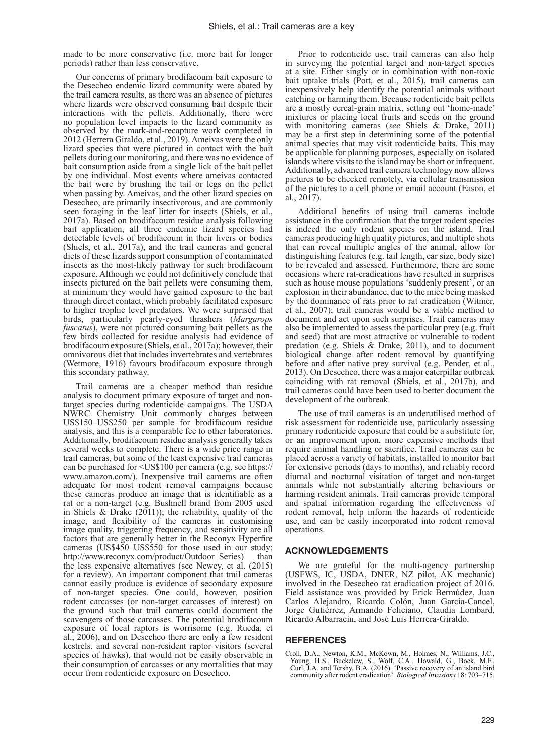made to be more conservative (i.e. more bait for longer periods) rather than less conservative.

Our concerns of primary brodifacoum bait exposure to the Desecheo endemic lizard community were abated by the trail camera results, as there was an absence of pictures where lizards were observed consuming bait despite their interactions with the pellets. Additionally, there were no population level impacts to the lizard community as observed by the mark-and-recapture work completed in 2012 (Herrera Giraldo, et al., 2019). Ameivas were the only lizard species that were pictured in contact with the bait pellets during our monitoring, and there was no evidence of bait consumption aside from a single lick of the bait pellet by one individual. Most events where ameivas contacted the bait were by brushing the tail or legs on the pellet when passing by. Ameivas, and the other lizard species on Desecheo, are primarily insectivorous, and are commonly seen foraging in the leaf litter for insects (Shiels, et al., 2017a). Based on brodifacoum residue analysis following bait application, all three endemic lizard species had detectable levels of brodifacoum in their livers or bodies (Shiels, et al., 2017a), and the trail cameras and general diets of these lizards support consumption of contaminated insects as the most-likely pathway for such brodifacoum exposure. Although we could not definitively conclude that insects pictured on the bait pellets were consuming them, at minimum they would have gained exposure to the bait through direct contact, which probably facilitated exposure to higher trophic level predators. We were surprised that birds, particularly pearly-eyed thrashers (*Margarops fuscatus*), were not pictured consuming bait pellets as the few birds collected for residue analysis had evidence of brodifacoum exposure (Shiels, et al., 2017a); however, their omnivorous diet that includes invertebrates and vertebrates (Wetmore, 1916) favours brodifacoum exposure through this secondary pathway.

Trail cameras are a cheaper method than residue analysis to document primary exposure of target and non-target species during rodenticide campaigns. The USDA NWRC Chemistry Unit commonly charges between US$150–US$250 per sample for brodifacoum residue analysis, and this is a comparable fee to other laboratories. Additionally, brodifacoum residue analysis generally takes several weeks to complete. There is a wide price range in trail cameras, but some of the least expensive trail cameras can be purchased for <US$100 per camera (e.g. see https://www.amazon.com/). Inexpensive trail cameras are often adequate for most rodent removal campaigns because these cameras produce an image that is identifiable as a rat or a non-target (e.g. Bushnell brand from 2005 used in Shiels & Drake (2011)); the reliability, quality of the image, and flexibility of the cameras in customising image quality, triggering frequency, and sensitivity are all factors that are generally better in the Reconyx Hyperfire cameras (US$450–US$550 for those used in our study; http://www.reconyx.com/product/Outdoor_Series) than the less expensive alternatives (see Newey, et al. (2015) for a review). An important component that trail cameras cannot easily produce is evidence of secondary exposure of non-target species. One could, however, position rodent carcasses (or non-target carcasses of interest) on the ground such that trail cameras could document the scavengers of those carcasses. The potential brodifacoum exposure of local raptors is worrisome (e.g. Rueda, et al., 2006), and on Desecheo there are only a few resident kestrels, and several non-resident raptor visitors (several species of hawks), that would not be easily observable in their consumption of carcasses or any mortalities that may occur from rodenticide exposure on Desecheo.

Prior to rodenticide use, trail cameras can also help in surveying the potential target and non-target species at a site. Either singly or in combination with non-toxic bait uptake trials (Pott, et al., 2015), trail cameras can inexpensively help identify the potential animals without catching or harming them. Because rodenticide bait pellets are a mostly cereal-grain matrix, setting out 'home-made' mixtures or placing local fruits and seeds on the ground with monitoring cameras (*see* Shiels & Drake, 2011) may be a first step in determining some of the potential animal species that may visit rodenticide baits. This may be applicable for planning purposes, especially on isolated islands where visits to the island may be short or infrequent. Additionally, advanced trail camera technology now allows pictures to be checked remotely, via cellular transmission of the pictures to a cell phone or email account (Eason, et al., 2017).

Additional benefits of using trail cameras include assistance in the confirmation that the target rodent species is indeed the only rodent species on the island. Trail cameras producing high quality pictures, and multiple shots that can reveal multiple angles of the animal, allow for distinguishing features (e.g. tail length, ear size, body size) to be revealed and assessed. Furthermore, there are some occasions where rat-eradications have resulted in surprises such as house mouse populations 'suddenly present', or an explosion in their abundance, due to the mice being masked by the dominance of rats prior to rat eradication (Witmer, et al., 2007); trail cameras would be a viable method to document and act upon such surprises. Trail cameras may also be implemented to assess the particular prey (e.g. fruit and seed) that are most attractive or vulnerable to rodent predation (e.g. Shiels & Drake, 2011), and to document biological change after rodent removal by quantifying before and after native prey survival (e.g. Pender, et al., 2013). On Desecheo, there was a major caterpillar outbreak coinciding with rat removal (Shiels, et al., 2017b), and trail cameras could have been used to better document the development of the outbreak.

The use of trail cameras is an underutilised method of risk assessment for rodenticide use, particularly assessing primary rodenticide exposure that could be a substitute for, or an improvement upon, more expensive methods that require animal handling or sacrifice. Trail cameras can be placed across a variety of habitats, installed to monitor bait for extensive periods (days to months), and reliably record diurnal and nocturnal visitation of target and non-target animals while not substantially altering behaviours or harming resident animals. Trail cameras provide temporal and spatial information regarding the effectiveness of rodent removal, help inform the hazards of rodenticide use, and can be easily incorporated into rodent removal operations.

## ACKNOWLEDGEMENTS

We are grateful for the multi-agency partnership (USFWS, IC, USDA, DNER, NZ pilot, AK mechanic) involved in the Desecheo rat eradication project of 2016. Field assistance was provided by Erick Bermúdez, Juan Carlos Alejandro, Ricardo Colón, Juan García-Cancel, Jorge Gutiérrez, Armando Feliciano, Claudia Lombard, Ricardo Albarracín, and José Luis Herrera-Giraldo.

## REFERENCES

Croll, D.A., Newton, K.M., McKown, M., Holmes, N., Williams, J.C., Young, H.S., Buckelew, S., Wolf, C.A., Howald, G., Bock, M.F., Curl, J.A. and Tershy, B.A. (2016). 'Passive recovery of an island bird community after rodent eradication'. *Biological Invasions* 18: 703–715.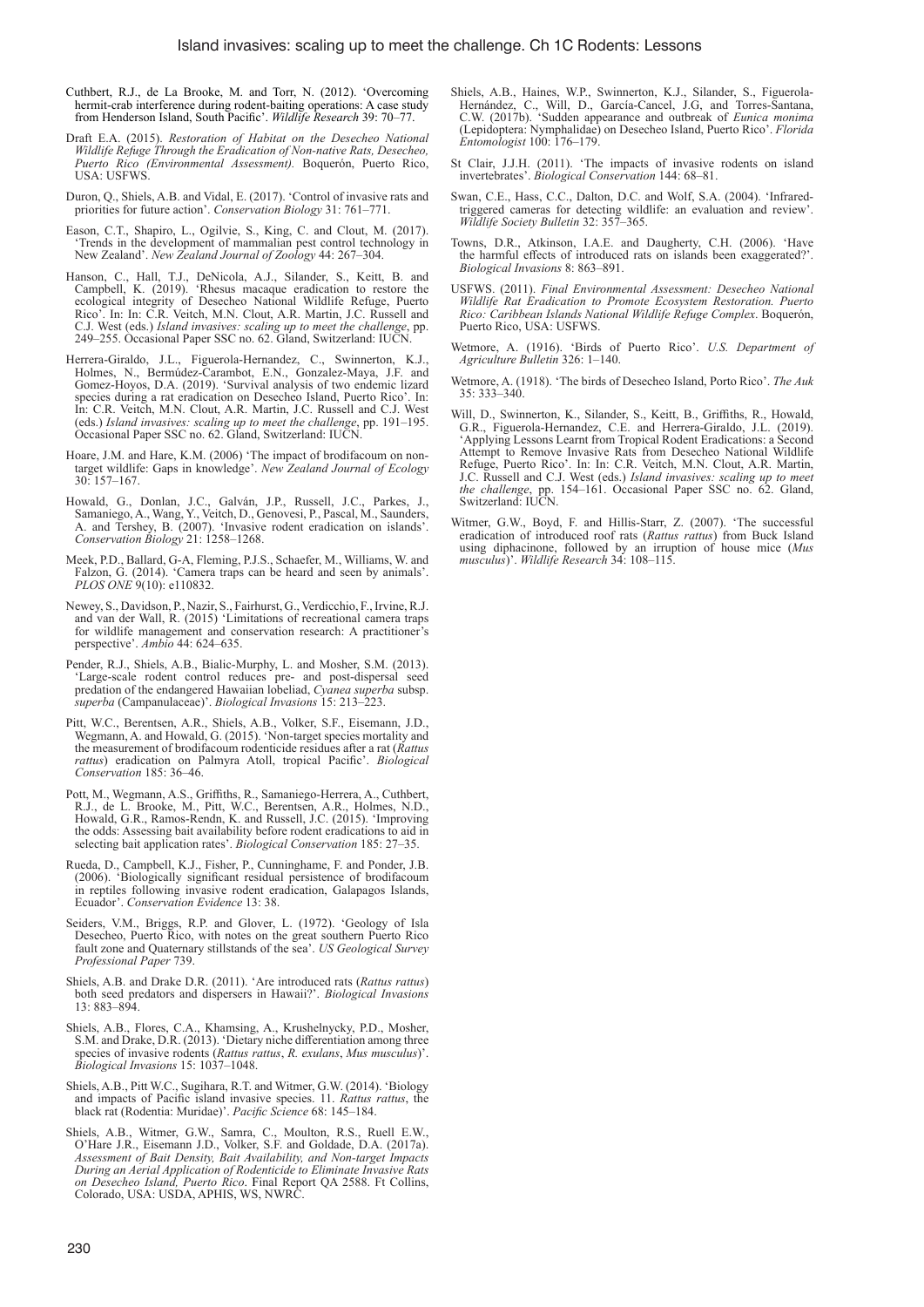Cuthbert, R.J., de La Brooke, M. and Torr, N. (2012). 'Overcoming hermit-crab interference during rodent-baiting operations: A case study from Henderson Island, South Pacific'. *Wildlife Research* 39: 70–77.

Draft E.A. (2015). *Restoration of Habitat on the Desecheo National Wildlife Refuge Through the Eradication of Non-native Rats, Desecheo, Puerto Rico (Environmental Assessment).* Boquerón, Puerto Rico, USA: USFWS.

Duron, Q., Shiels, A.B. and Vidal, E. (2017). 'Control of invasive rats and priorities for future action'. *Conservation Biology* 31: 761–771.

Eason, C.T., Shapiro, L., Ogilvie, S., King, C. and Clout, M. (2017). 'Trends in the development of mammalian pest control technology in New Zealand'. *New Zealand Journal of Zoology* 44: 267–304.

Hanson, C., Hall, T.J., DeNicola, A.J., Silander, S., Keitt, B. and Campbell, K. (2019). 'Rhesus macaque eradication to restore the ecological integrity of Desecheo National Wildlife Refuge, Puerto Rico'. In: In: C.R. Veitch, M.N. Clout, A.R. Martin, J.C. Russell and C.J. West (eds.) *Island invasives: scaling up to meet the challenge*, pp. 249–255. Occasional Paper SSC no. 62. Gland, Switzerland: IUCN.

Herrera-Giraldo, J.L., Figuerola-Hernandez, C., Swinnerton, K.J., Holmes, N., Bermúdez-Carambot, E.N., Gonzalez-Maya, J.F. and Gomez-Hoyos, D.A. (2019). 'Survival analysis of two endemic lizard species during a rat eradication on Desecheo Island, Puerto Rico'. In: In: C.R. Veitch, M.N. Clout, A.R. Martin, J.C. Russell and C.J. West (eds.) *Island invasives: scaling up to meet the challenge*, pp. 191–195. Occasional Paper SSC no. 62. Gland, Switzerland: IUCN.

Hoare, J.M. and Hare, K.M. (2006) 'The impact of brodifacoum on non-target wildlife: Gaps in knowledge'. *New Zealand Journal of Ecology* 30: 157–167.

Howald, G., Donlan, J.C., Galván, J.P., Russell, J.C., Parkes, J., Samaniego, A., Wang, Y., Veitch, D., Genovesi, P., Pascal, M., Saunders, A. and Tershey, B. (2007). 'Invasive rodent eradication on islands'. *Conservation Biology* 21: 1258–1268.

Meek, P.D., Ballard, G-A, Fleming, P.J.S., Schaefer, M., Williams, W. and Falzon, G. (2014). 'Camera traps can be heard and seen by animals'. *PLOS ONE* 9(10): e110832.

Newey, S., Davidson, P., Nazir, S., Fairhurst, G., Verdicchio, F., Irvine, R.J. and van der Wall, R. (2015) 'Limitations of recreational camera traps for wildlife management and conservation research: A practitioner's perspective'. *Ambio* 44: 624–635.

Pender, R.J., Shiels, A.B., Bialic-Murphy, L. and Mosher, S.M. (2013). 'Large-scale rodent control reduces pre- and post-dispersal seed predation of the endangered Hawaiian lobeliad, *Cyanea superba* subsp. *superba* (Campanulaceae)'. *Biological Invasions* 15: 213–223.

Pitt, W.C., Berentsen, A.R., Shiels, A.B., Volker, S.F., Eisemann, J.D., Wegmann, A. and Howald, G. (2015). 'Non-target species mortality and the measurement of brodifacoum rodenticide residues after a rat (*Rattus rattus*) eradication on Palmyra Atoll, tropical Pacific'. *Biological Conservation* 185: 36–46.

Pott, M., Wegmann, A.S., Griffiths, R., Samaniego-Herrera, A., Cuthbert, R.J., de L. Brooke, M., Pitt, W.C., Berentsen, A.R., Holmes, N.D., Howald, G.R., Ramos-Rendn, K. and Russell, J.C. (2015). 'Improving the odds: Assessing bait availability before rodent eradications to aid in selecting bait application rates'. *Biological Conservation* 185: 27–35.

Rueda, D., Campbell, K.J., Fisher, P., Cunninghame, F. and Ponder, J.B. (2006). 'Biologically significant residual persistence of brodifacoum in reptiles following invasive rodent eradication, Galapagos Islands, Ecuador'. *Conservation Evidence* 13: 38.

Seiders, V.M., Briggs, R.P. and Glover, L. (1972). 'Geology of Isla Desecheo, Puerto Rico, with notes on the great southern Puerto Rico fault zone and Quaternary stillstands of the sea'. *US Geological Survey Professional Paper* 739.

Shiels, A.B. and Drake D.R. (2011). 'Are introduced rats (*Rattus rattus*) both seed predators and dispersers in Hawaii?'. *Biological Invasions* 13: 883–894.

Shiels, A.B., Flores, C.A., Khamsing, A., Krushelnycky, P.D., Mosher, S.M. and Drake, D.R. (2013). 'Dietary niche differentiation among three species of invasive rodents (*Rattus rattus*, *R. exulans*, *Mus musculus*)'. *Biological Invasions* 15: 1037–1048.

Shiels, A.B., Pitt W.C., Sugihara, R.T. and Witmer, G.W. (2014). 'Biology and impacts of Pacific island invasive species. 11. *Rattus rattus*, the black rat (Rodentia: Muridae)'. *Pacific Science* 68: 145–184.

Shiels, A.B., Witmer, G.W., Samra, C., Moulton, R.S., Ruell E.W., O'Hare J.R., Eisemann J.D., Volker, S.F. and Goldade, D.A. (2017a). *Assessment of Bait Density, Bait Availability, and Non-target Impacts During an Aerial Application of Rodenticide to Eliminate Invasive Rats on Desecheo Island, Puerto Rico*. Final Report QA 2588. Ft Collins, Colorado, USA: USDA, APHIS, WS, NWRC.

Shiels, A.B., Haines, W.P., Swinnerton, K.J., Silander, S., Figuerola-Hernández, C., Will, D., García-Cancel, J.G, and Torres-Santana, C.W. (2017b). 'Sudden appearance and outbreak of *Eunica monima* (Lepidoptera: Nymphalidae) on Desecheo Island, Puerto Rico'. *Florida Entomologist* 100: 176–179.

St Clair, J.J.H. (2011). 'The impacts of invasive rodents on island invertebrates'. *Biological Conservation* 144: 68–81.

Swan, C.E., Hass, C.C., Dalton, D.C. and Wolf, S.A. (2004). 'Infrared-triggered cameras for detecting wildlife: an evaluation and review'. *Wildlife Society Bulletin* 32: 357–365.

Towns, D.R., Atkinson, I.A.E. and Daugherty, C.H. (2006). 'Have the harmful effects of introduced rats on islands been exaggerated?'. *Biological Invasions* 8: 863–891.

USFWS. (2011). *Final Environmental Assessment: Desecheo National Wildlife Refuge Rat Eradication to Promote Ecosystem Restoration. Puerto Rico: Caribbean Islands National Wildlife Refuge Complex*. Boquerón, Puerto Rico, USA: USFWS.

Wetmore, A. (1916). 'Birds of Puerto Rico'. *U.S. Department of Agriculture Bulletin* 326: 1–140.

Wetmore, A. (1918). 'The birds of Desecheo Island, Porto Rico'. *The Auk* 35: 333–340.

Will, D., Swinnerton, K., Silander, S., Keitt, B., Griffiths, R., Howald, G.R., Figuerola-Hernandez, C.E. and Herrera-Giraldo, J.L. (2019). 'Applying Lessons Learnt from Tropical Rodent Eradications: a Second Attempt to Remove Invasive Rats from Desecheo National Wildlife Refuge, Puerto Rico'. In: In: C.R. Veitch, M.N. Clout, A.R. Martin, J.C. Russell and C.J. West (eds.) *Island invasives: scaling up to meet the challenge*, pp. 154–161. Occasional Paper SSC no. 62. Gland, Switzerland: IUCN.

Witmer, G.W., Boyd, F. and Hillis-Starr, Z. (2007). 'The successful eradication of introduced roof rats (*Rattus rattus*) from Buck Island using diphacinone, followed by an irruption of house mice (*Mus musculus*)'. *Wildlife Research* 34: 108–115.